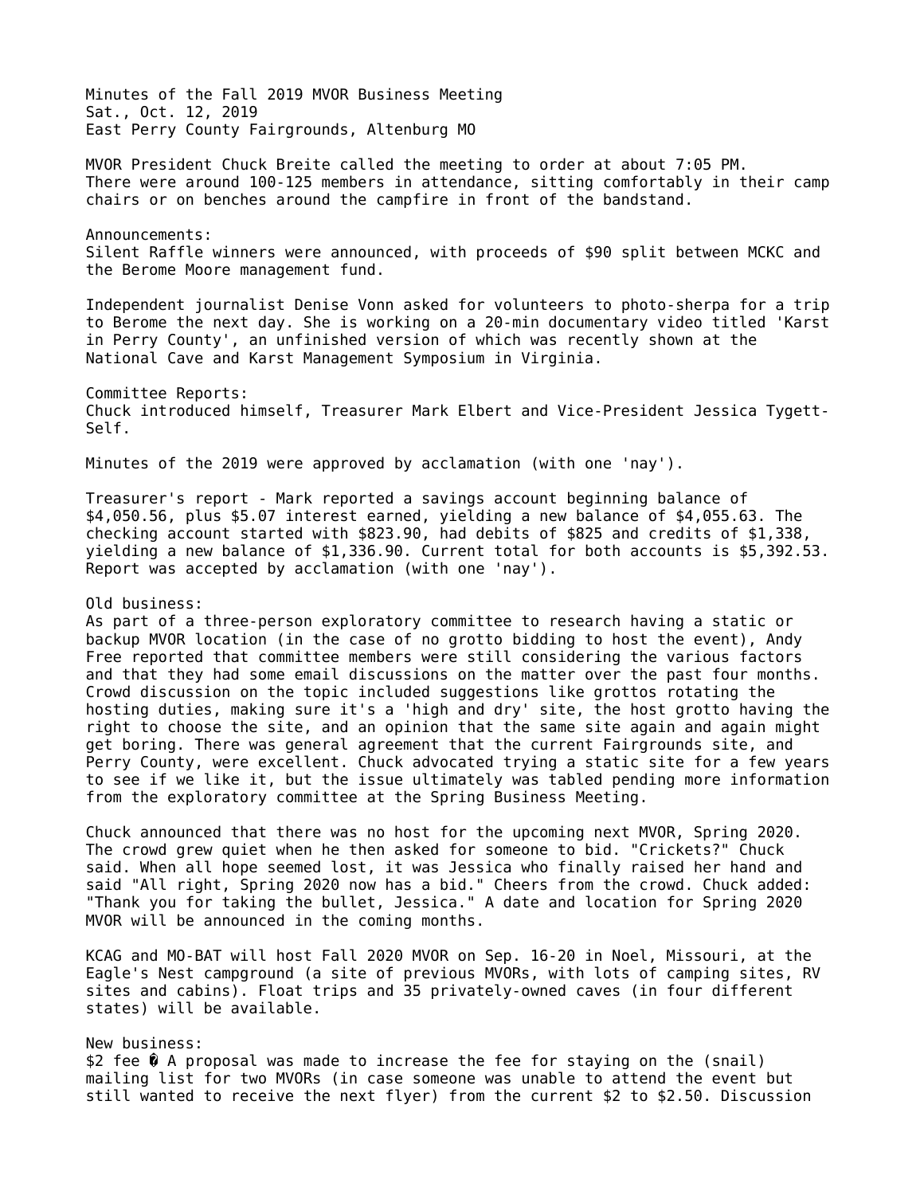Minutes of the Fall 2019 MVOR Business Meeting
Sat., Oct. 12, 2019
East Perry County Fairgrounds, Altenburg MO

MVOR President Chuck Breite called the meeting to order at about 7:05 PM. There were around 100-125 members in attendance, sitting comfortably in their camp chairs or on benches around the campfire in front of the bandstand.

Announcements:
Silent Raffle winners were announced, with proceeds of $90 split between MCKC and the Berome Moore management fund.

Independent journalist Denise Vonn asked for volunteers to photo-sherpa for a trip to Berome the next day. She is working on a 20-min documentary video titled 'Karst in Perry County', an unfinished version of which was recently shown at the National Cave and Karst Management Symposium in Virginia.

Committee Reports:
Chuck introduced himself, Treasurer Mark Elbert and Vice-President Jessica Tygett-Self.

Minutes of the 2019 were approved by acclamation (with one 'nay').

Treasurer's report - Mark reported a savings account beginning balance of $4,050.56, plus $5.07 interest earned, yielding a new balance of $4,055.63. The checking account started with $823.90, had debits of $825 and credits of $1,338, yielding a new balance of $1,336.90. Current total for both accounts is $5,392.53. Report was accepted by acclamation (with one 'nay').

Old business:
As part of a three-person exploratory committee to research having a static or backup MVOR location (in the case of no grotto bidding to host the event), Andy Free reported that committee members were still considering the various factors and that they had some email discussions on the matter over the past four months. Crowd discussion on the topic included suggestions like grottos rotating the hosting duties, making sure it's a 'high and dry' site, the host grotto having the right to choose the site, and an opinion that the same site again and again might get boring. There was general agreement that the current Fairgrounds site, and Perry County, were excellent. Chuck advocated trying a static site for a few years to see if we like it, but the issue ultimately was tabled pending more information from the exploratory committee at the Spring Business Meeting.

Chuck announced that there was no host for the upcoming next MVOR, Spring 2020. The crowd grew quiet when he then asked for someone to bid. "Crickets?" Chuck said. When all hope seemed lost, it was Jessica who finally raised her hand and said "All right, Spring 2020 now has a bid." Cheers from the crowd. Chuck added: "Thank you for taking the bullet, Jessica." A date and location for Spring 2020 MVOR will be announced in the coming months.

KCAG and MO-BAT will host Fall 2020 MVOR on Sep. 16-20 in Noel, Missouri, at the Eagle's Nest campground (a site of previous MVORs, with lots of camping sites, RV sites and cabins). Float trips and 35 privately-owned caves (in four different states) will be available.

New business:
$2 fee � A proposal was made to increase the fee for staying on the (snail) mailing list for two MVORs (in case someone was unable to attend the event but still wanted to receive the next flyer) from the current $2 to $2.50. Discussion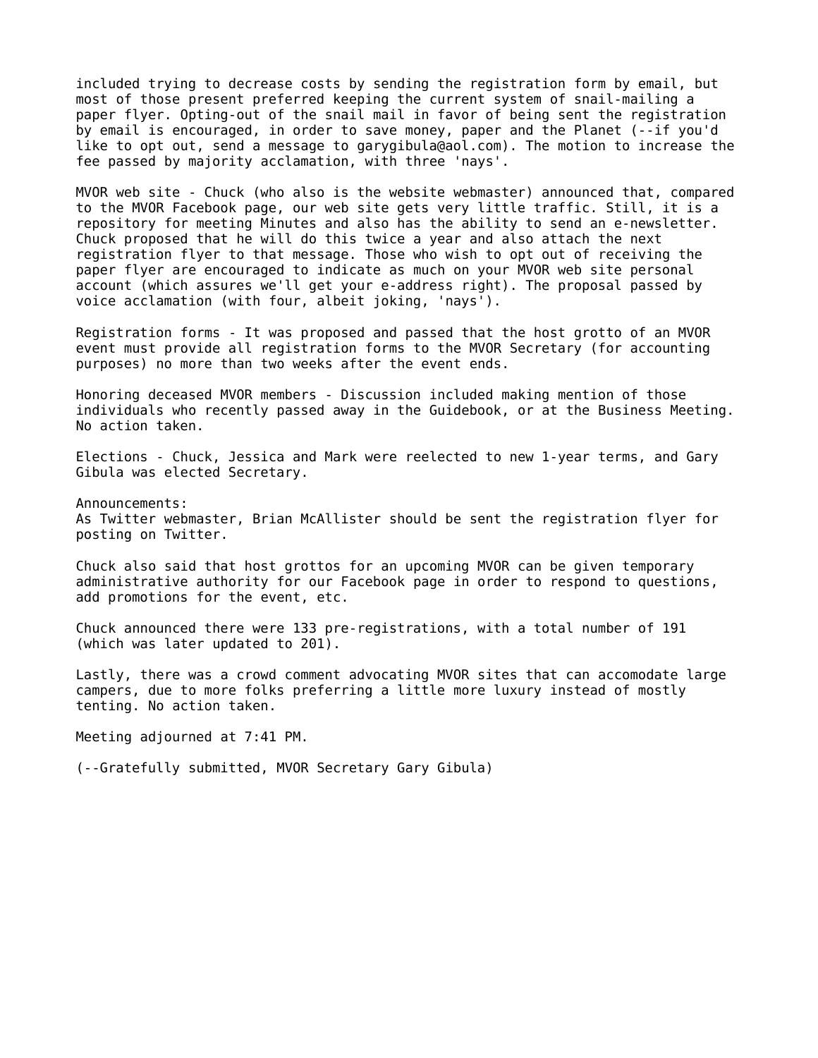included trying to decrease costs by sending the registration form by email, but most of those present preferred keeping the current system of snail-mailing a paper flyer. Opting-out of the snail mail in favor of being sent the registration by email is encouraged, in order to save money, paper and the Planet (--if you'd like to opt out, send a message to garygibula@aol.com). The motion to increase the fee passed by majority acclamation, with three 'nays'.

MVOR web site - Chuck (who also is the website webmaster) announced that, compared to the MVOR Facebook page, our web site gets very little traffic. Still, it is a repository for meeting Minutes and also has the ability to send an e-newsletter. Chuck proposed that he will do this twice a year and also attach the next registration flyer to that message. Those who wish to opt out of receiving the paper flyer are encouraged to indicate as much on your MVOR web site personal account (which assures we'll get your e-address right). The proposal passed by voice acclamation (with four, albeit joking, 'nays').

Registration forms - It was proposed and passed that the host grotto of an MVOR event must provide all registration forms to the MVOR Secretary (for accounting purposes) no more than two weeks after the event ends.

Honoring deceased MVOR members - Discussion included making mention of those individuals who recently passed away in the Guidebook, or at the Business Meeting. No action taken.

Elections - Chuck, Jessica and Mark were reelected to new 1-year terms, and Gary Gibula was elected Secretary.

Announcements:
As Twitter webmaster, Brian McAllister should be sent the registration flyer for posting on Twitter.

Chuck also said that host grottos for an upcoming MVOR can be given temporary administrative authority for our Facebook page in order to respond to questions, add promotions for the event, etc.

Chuck announced there were 133 pre-registrations, with a total number of 191 (which was later updated to 201).

Lastly, there was a crowd comment advocating MVOR sites that can accomodate large campers, due to more folks preferring a little more luxury instead of mostly tenting. No action taken.

Meeting adjourned at 7:41 PM.

(--Gratefully submitted, MVOR Secretary Gary Gibula)